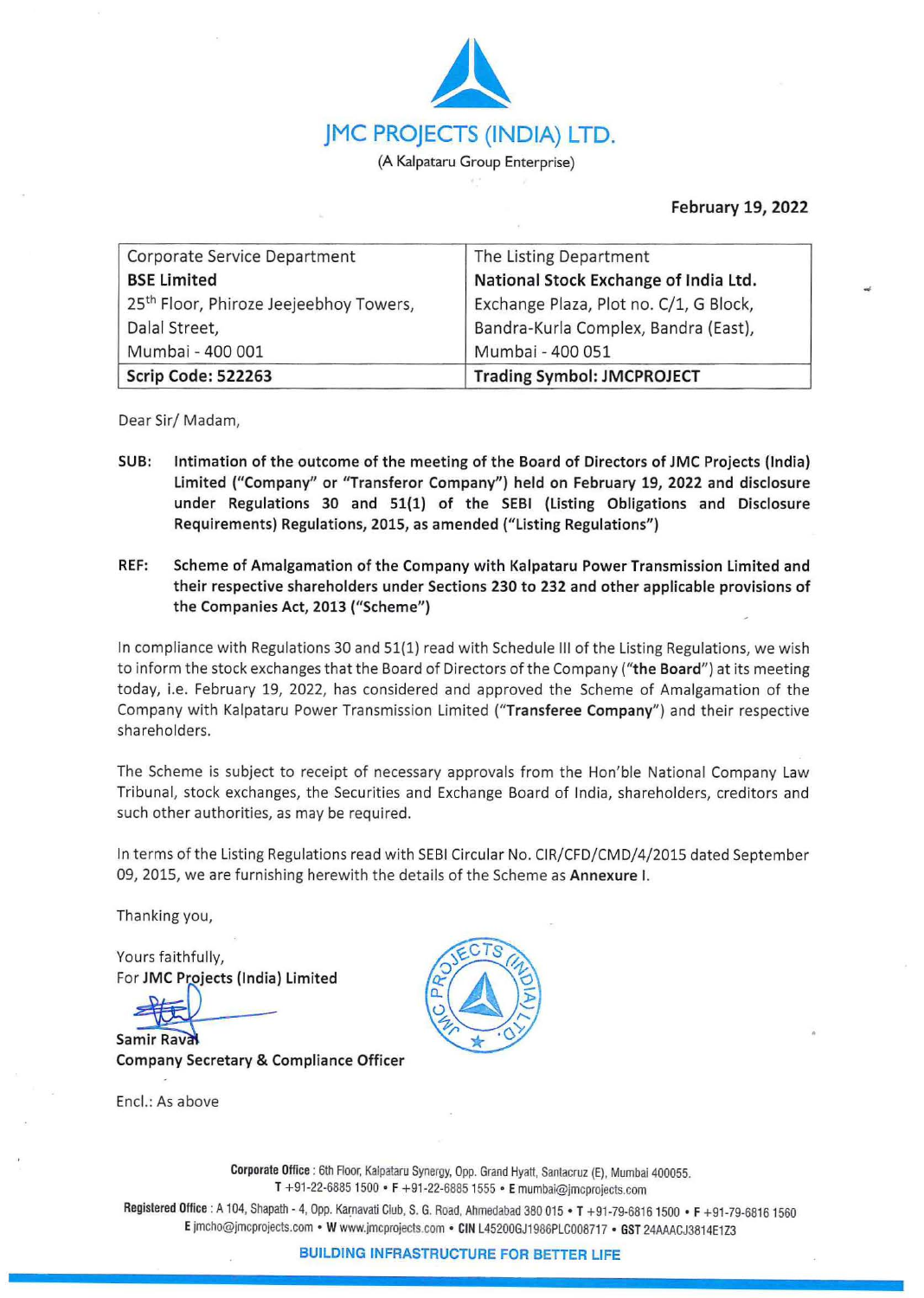# JMC PROJECTS (INDIA) LTD.

(A Kalpataru Group Enterprise)

**February 19, 2022**

| Corporate Service Department<br>**BSE Limited**<br>25th Floor, Phiroze Jeejeebhoy Towers,<br>Dalal Street,<br>Mumbai - 400 001 | The Listing Department<br>**National Stock Exchange of India Ltd.**<br>Exchange Plaza, Plot no. C/1, G Block,<br>Bandra-Kurla Complex, Bandra (East),<br>Mumbai - 400 051 |
|---|---|
| **Scrip Code: 522263** | **Trading Symbol: JMCPROJECT** |

Dear Sir/ Madam,

**SUB: Intimation of the outcome of the meeting of the Board of Directors of JMC Projects (India) Limited ("Company" or "Transferor Company") held on February 19, 2022 and disclosure under Regulations 30 and 51(1) of the SEBI (Listing Obligations and Disclosure Requirements) Regulations, 2015, as amended ("Listing Regulations")**

**REF: Scheme of Amalgamation of the Company with Kalpataru Power Transmission Limited and their respective shareholders under Sections 230 to 232 and other applicable provisions of the Companies Act, 2013 ("Scheme")**

In compliance with Regulations 30 and 51(1) read with Schedule III of the Listing Regulations, we wish to inform the stock exchanges that the Board of Directors of the Company ("**the Board**") at its meeting today, i.e. February 19, 2022, has considered and approved the Scheme of Amalgamation of the Company with Kalpataru Power Transmission Limited ("**Transferee Company**") and their respective shareholders.

The Scheme is subject to receipt of necessary approvals from the Hon'ble National Company Law Tribunal, stock exchanges, the Securities and Exchange Board of India, shareholders, creditors and such other authorities, as may be required.

In terms of the Listing Regulations read with SEBI Circular No. CIR/CFD/CMD/4/2015 dated September 09, 2015, we are furnishing herewith the details of the Scheme as **Annexure I**.

Thanking you,

Yours faithfully,
For **JMC Projects (India) Limited**

**Samir Raval**
**Company Secretary & Compliance Officer**

Encl.: As above

**Corporate Office** : 6th Floor, Kalpataru Synergy, Opp. Grand Hyatt, Santacruz (E), Mumbai 400055.
T +91-22-6885 1500 • F +91-22-6885 1555 • E mumbai@jmcprojects.com

**Registered Office** : A 104, Shapath - 4, Opp. Karnavati Club, S. G. Road, Ahmedabad 380 015 • T +91-79-6816 1500 • F +91-79-6816 1560
E jmcho@jmcprojects.com • W www.jmcprojects.com • CIN L45200GJ1986PLC008717 • GST 24AAACJ3814E1Z3

**BUILDING INFRASTRUCTURE FOR BETTER LIFE**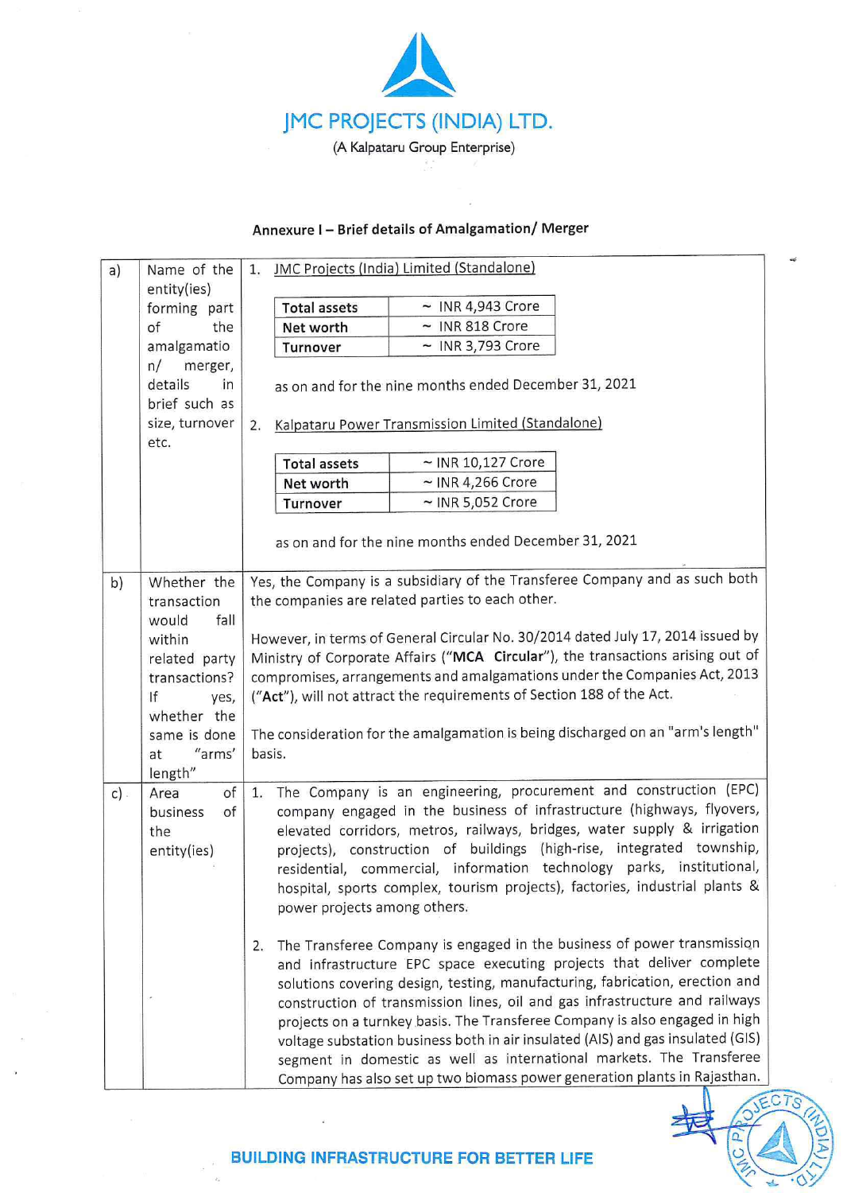JMC PROJECTS (INDIA) LTD.

(A Kalpataru Group Enterprise)

## Annexure I – Brief details of Amalgamation/ Merger

| | | |
|---|---|---|
| a) | Name of the entity(ies) forming part of the amalgamation/ merger, details in brief such as size, turnover etc. | 1. JMC Projects (India) Limited (Standalone)<br><br>Total assets: ~ INR 4,943 Crore<br>Net worth: ~ INR 818 Crore<br>Turnover: ~ INR 3,793 Crore<br><br>as on and for the nine months ended December 31, 2021<br><br>2. Kalpataru Power Transmission Limited (Standalone)<br><br>Total assets: ~ INR 10,127 Crore<br>Net worth: ~ INR 4,266 Crore<br>Turnover: ~ INR 5,052 Crore<br><br>as on and for the nine months ended December 31, 2021 |
| b) | Whether the transaction would fall within related party transactions? If yes, whether the same is done at "arms' length" | Yes, the Company is a subsidiary of the Transferee Company and as such both the companies are related parties to each other.<br><br>However, in terms of General Circular No. 30/2014 dated July 17, 2014 issued by Ministry of Corporate Affairs ("**MCA Circular**"), the transactions arising out of compromises, arrangements and amalgamations under the Companies Act, 2013 ("**Act**"), will not attract the requirements of Section 188 of the Act.<br><br>The consideration for the amalgamation is being discharged on an "arm's length" basis. |
| c) | Area of business of the entity(ies) | 1. The Company is an engineering, procurement and construction (EPC) company engaged in the business of infrastructure (highways, flyovers, elevated corridors, metros, railways, bridges, water supply & irrigation projects), construction of buildings (high-rise, integrated township, residential, commercial, information technology parks, institutional, hospital, sports complex, tourism projects), factories, industrial plants & power projects among others.<br><br>2. The Transferee Company is engaged in the business of power transmission and infrastructure EPC space executing projects that deliver complete solutions covering design, testing, manufacturing, fabrication, erection and construction of transmission lines, oil and gas infrastructure and railways projects on a turnkey basis. The Transferee Company is also engaged in high voltage substation business both in air insulated (AIS) and gas insulated (GIS) segment in domestic as well as international markets. The Transferee Company has also set up two biomass power generation plants in Rajasthan. |

BUILDING INFRASTRUCTURE FOR BETTER LIFE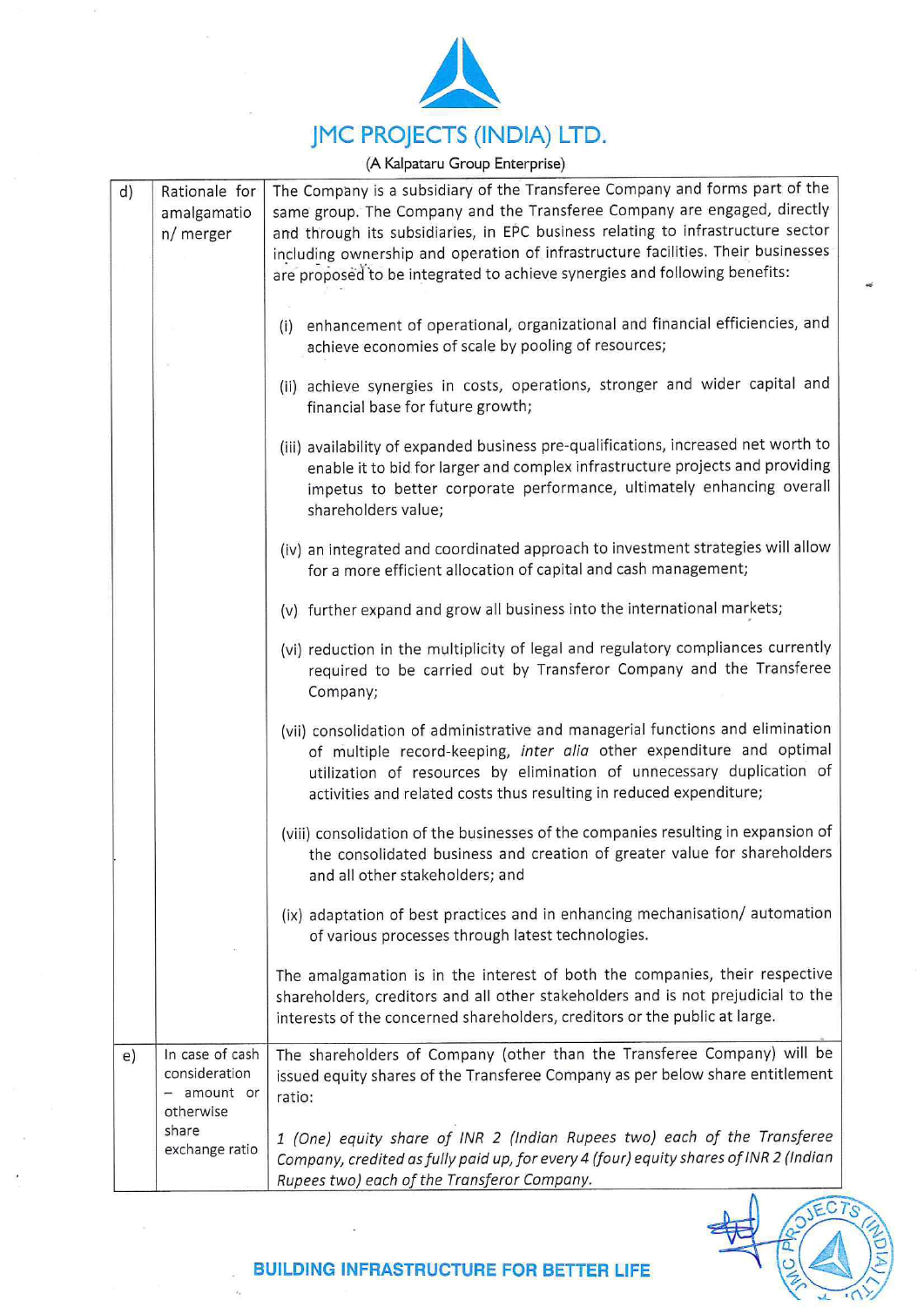# JMC PROJECTS (INDIA) LTD.

(A Kalpataru Group Enterprise)

| | | |
|---|---|---|
| d) | Rationale for amalgamation/ merger | The Company is a subsidiary of the Transferee Company and forms part of the same group. The Company and the Transferee Company are engaged, directly and through its subsidiaries, in EPC business relating to infrastructure sector including ownership and operation of infrastructure facilities. Their businesses are proposed to be integrated to achieve synergies and following benefits:<br><br>(i) enhancement of operational, organizational and financial efficiencies, and achieve economies of scale by pooling of resources;<br><br>(ii) achieve synergies in costs, operations, stronger and wider capital and financial base for future growth;<br><br>(iii) availability of expanded business pre-qualifications, increased net worth to enable it to bid for larger and complex infrastructure projects and providing impetus to better corporate performance, ultimately enhancing overall shareholders value;<br><br>(iv) an integrated and coordinated approach to investment strategies will allow for a more efficient allocation of capital and cash management;<br><br>(v) further expand and grow all business into the international markets;<br><br>(vi) reduction in the multiplicity of legal and regulatory compliances currently required to be carried out by Transferor Company and the Transferee Company;<br><br>(vii) consolidation of administrative and managerial functions and elimination of multiple record-keeping, *inter alia* other expenditure and optimal utilization of resources by elimination of unnecessary duplication of activities and related costs thus resulting in reduced expenditure;<br><br>(viii) consolidation of the businesses of the companies resulting in expansion of the consolidated business and creation of greater value for shareholders and all other stakeholders; and<br><br>(ix) adaptation of best practices and in enhancing mechanisation/ automation of various processes through latest technologies.<br><br>The amalgamation is in the interest of both the companies, their respective shareholders, creditors and all other stakeholders and is not prejudicial to the interests of the concerned shareholders, creditors or the public at large. |
| e) | In case of cash consideration – amount or otherwise share exchange ratio | The shareholders of Company (other than the Transferee Company) will be issued equity shares of the Transferee Company as per below share entitlement ratio:<br><br>*1 (One) equity share of INR 2 (Indian Rupees two) each of the Transferee Company, credited as fully paid up, for every 4 (four) equity shares of INR 2 (Indian Rupees two) each of the Transferor Company.* |

BUILDING INFRASTRUCTURE FOR BETTER LIFE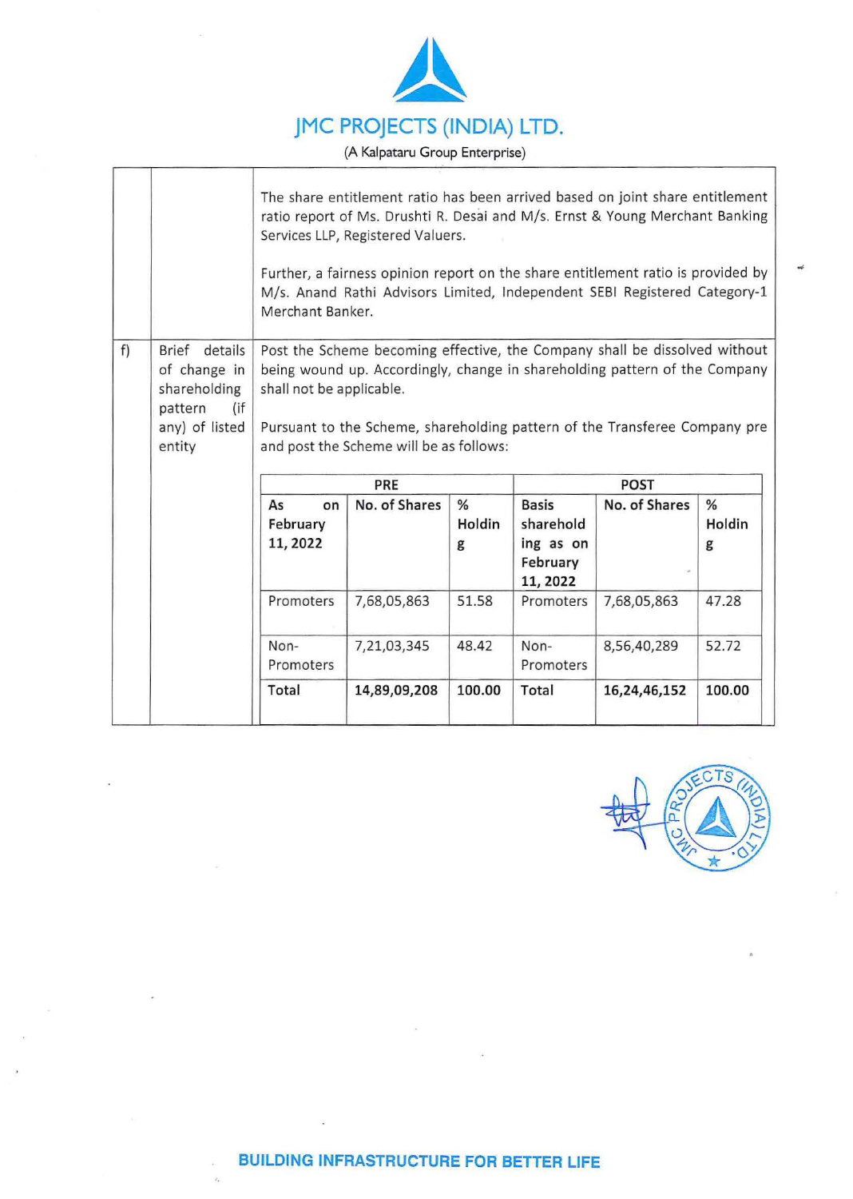# JMC PROJECTS (INDIA) LTD.

(A Kalpataru Group Enterprise)

| | | |
|---|---|---|
| | | The share entitlement ratio has been arrived based on joint share entitlement ratio report of Ms. Drushti R. Desai and M/s. Ernst & Young Merchant Banking Services LLP, Registered Valuers.<br><br>Further, a fairness opinion report on the share entitlement ratio is provided by M/s. Anand Rathi Advisors Limited, Independent SEBI Registered Category-1 Merchant Banker. |
| f) | Brief details of change in shareholding pattern (if any) of listed entity | Post the Scheme becoming effective, the Company shall be dissolved without being wound up. Accordingly, change in shareholding pattern of the Company shall not be applicable.<br><br>Pursuant to the Scheme, shareholding pattern of the Transferee Company pre and post the Scheme will be as follows: |

| PRE | | | POST | | |
|---|---|---|---|---|---|
| **As on February 11, 2022** | **No. of Shares** | **% Holding** | **Basis shareholding as on February 11, 2022** | **No. of Shares** | **% Holding** |
| Promoters | 7,68,05,863 | 51.58 | Promoters | 7,68,05,863 | 47.28 |
| Non-Promoters | 7,21,03,345 | 48.42 | Non-Promoters | 8,56,40,289 | 52.72 |
| **Total** | **14,89,09,208** | **100.00** | **Total** | **16,24,46,152** | **100.00** |

**BUILDING INFRASTRUCTURE FOR BETTER LIFE**